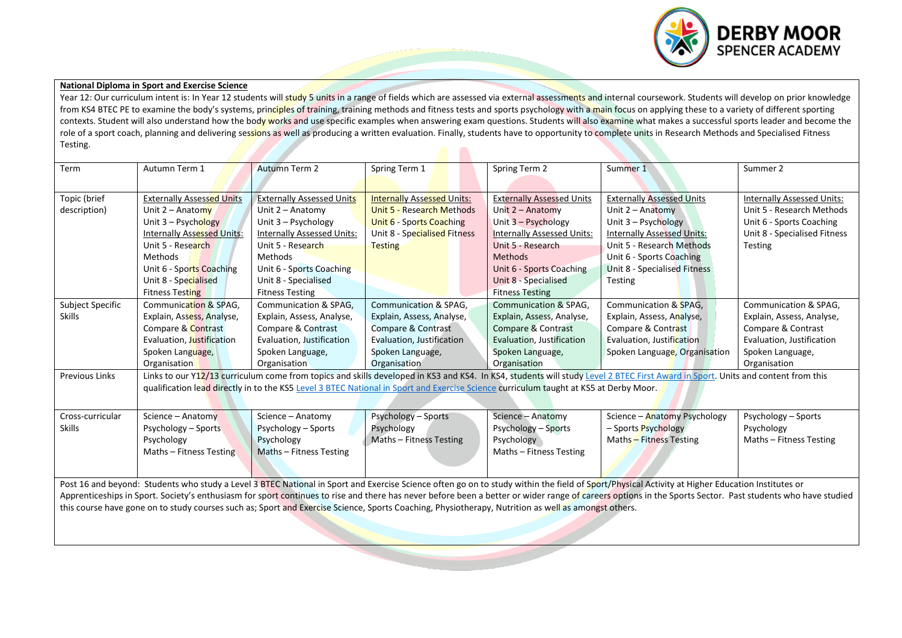**National Diploma in Sport and Exercise Science**

Year 12: Our curriculum intent is: In Year 12 students will study 5 units in a range of fields which are assessed via external assessments and internal coursework. Students will develop on prior knowledge from KS4 BTEC PE to examine the body's systems, principles of training, training methods and fitness tests and sports psychology with a main focus on applying these to a variety of different sporting contexts. Student will also understand how the body works and use specific examples when answering exam questions. Students will also examine what makes a successful sports leader and become the role of a sport coach, planning and delivering sessions as well as producing a written evaluation. Finally, students have to opportunity to complete units in Research Methods and Specialised Fitness Testing.

| Term | Autumn Term 1 | Autumn Term 2 | Spring Term 1 | Spring Term 2 | Summer 1 | Summer 2 |
|---|---|---|---|---|---|---|
| Topic (brief description) | Externally Assessed Units<br>Unit 2 – Anatomy<br>Unit 3 – Psychology<br>Internally Assessed Units:<br>Unit 5 - Research Methods<br>Unit 6 - Sports Coaching<br>Unit 8 - Specialised Fitness Testing | Externally Assessed Units<br>Unit 2 – Anatomy<br>Unit 3 – Psychology<br>Internally Assessed Units:<br>Unit 5 - Research Methods<br>Unit 6 - Sports Coaching<br>Unit 8 - Specialised Fitness Testing | Internally Assessed Units:<br>Unit 5 - Research Methods<br>Unit 6 - Sports Coaching<br>Unit 8 - Specialised Fitness Testing | Externally Assessed Units<br>Unit 2 – Anatomy<br>Unit 3 – Psychology<br>Internally Assessed Units:<br>Unit 5 - Research Methods<br>Unit 6 - Sports Coaching<br>Unit 8 - Specialised Fitness Testing | Externally Assessed Units<br>Unit 2 – Anatomy<br>Unit 3 – Psychology<br>Internally Assessed Units:<br>Unit 5 - Research Methods<br>Unit 6 - Sports Coaching<br>Unit 8 - Specialised Fitness Testing | Internally Assessed Units:<br>Unit 5 - Research Methods<br>Unit 6 - Sports Coaching<br>Unit 8 - Specialised Fitness Testing |
| Subject Specific Skills | Communication & SPAG, Explain, Assess, Analyse, Compare & Contrast Evaluation, Justification Spoken Language, Organisation | Communication & SPAG, Explain, Assess, Analyse, Compare & Contrast Evaluation, Justification Spoken Language, Organisation | Communication & SPAG, Explain, Assess, Analyse, Compare & Contrast Evaluation, Justification Spoken Language, Organisation | Communication & SPAG, Explain, Assess, Analyse, Compare & Contrast Evaluation, Justification Spoken Language, Organisation | Communication & SPAG, Explain, Assess, Analyse, Compare & Contrast Evaluation, Justification Spoken Language, Organisation | Communication & SPAG, Explain, Assess, Analyse, Compare & Contrast Evaluation, Justification Spoken Language, Organisation |
| Previous Links | Links to our Y12/13 curriculum come from topics and skills developed in KS3 and KS4. In KS4, students will study Level 2 BTEC First Award in Sport. Units and content from this qualification lead directly in to the KS5 Level 3 BTEC National in Sport and Exercise Science curriculum taught at KS5 at Derby Moor. | | | | | |
| Cross-curricular Skills | Science – Anatomy<br>Psychology – Sports Psychology<br>Maths – Fitness Testing | Science – Anatomy<br>Psychology – Sports Psychology<br>Maths – Fitness Testing | Psychology – Sports Psychology<br>Maths – Fitness Testing | Science – Anatomy<br>Psychology – Sports Psychology<br>Maths – Fitness Testing | Science – Anatomy Psychology – Sports Psychology<br>Maths – Fitness Testing | Psychology – Sports Psychology<br>Maths – Fitness Testing |

Post 16 and beyond: Students who study a Level 3 BTEC National in Sport and Exercise Science often go on to study within the field of Sport/Physical Activity at Higher Education Institutes or Apprenticeships in Sport. Society's enthusiasm for sport continues to rise and there has never before been a better or wider range of careers options in the Sports Sector. Past students who have studied this course have gone on to study courses such as; Sport and Exercise Science, Sports Coaching, Physiotherapy, Nutrition as well as amongst others.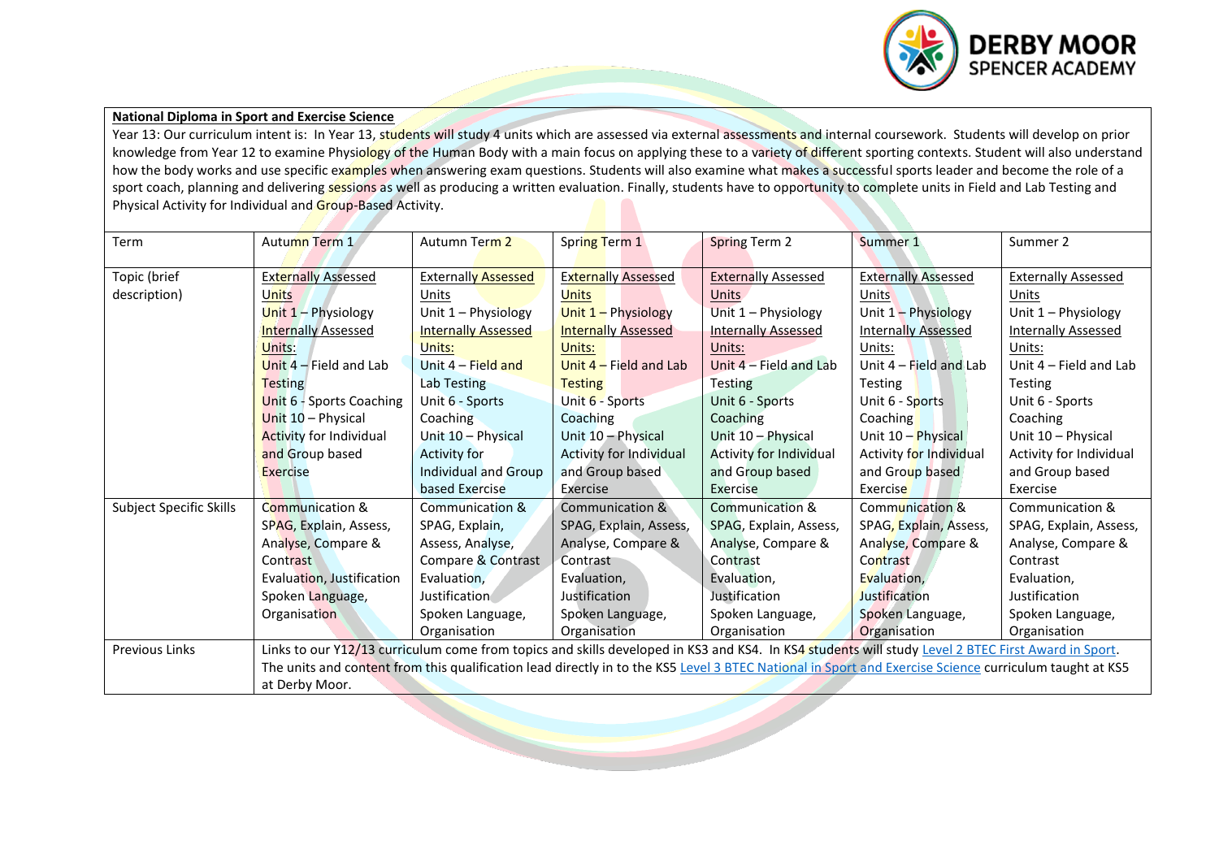**National Diploma in Sport and Exercise Science**

Year 13: Our curriculum intent is: In Year 13, students will study 4 units which are assessed via external assessments and internal coursework. Students will develop on prior knowledge from Year 12 to examine Physiology of the Human Body with a main focus on applying these to a variety of different sporting contexts. Student will also understand how the body works and use specific examples when answering exam questions. Students will also examine what makes a successful sports leader and become the role of a sport coach, planning and delivering sessions as well as producing a written evaluation. Finally, students have to opportunity to complete units in Field and Lab Testing and Physical Activity for Individual and Group-Based Activity.

| Term | Autumn Term 1 | Autumn Term 2 | Spring Term 1 | Spring Term 2 | Summer 1 | Summer 2 |
|---|---|---|---|---|---|---|
| Topic (brief description) | Externally Assessed Units<br>Unit 1 – Physiology<br>Internally Assessed Units:<br>Unit 4 – Field and Lab Testing<br>Unit 6 - Sports Coaching<br>Unit 10 – Physical Activity for Individual and Group based Exercise | Externally Assessed Units<br>Unit 1 – Physiology<br>Internally Assessed Units:<br>Unit 4 – Field and Lab Testing<br>Unit 6 - Sports Coaching<br>Unit 10 – Physical Activity for Individual and Group based Exercise | Externally Assessed Units<br>Unit 1 – Physiology<br>Internally Assessed Units:<br>Unit 4 – Field and Lab Testing<br>Unit 6 - Sports Coaching<br>Unit 10 – Physical Activity for Individual and Group based Exercise | Externally Assessed Units<br>Unit 1 – Physiology<br>Internally Assessed Units:<br>Unit 4 – Field and Lab Testing<br>Unit 6 - Sports Coaching<br>Unit 10 – Physical Activity for Individual and Group based Exercise | Externally Assessed Units<br>Unit 1 – Physiology<br>Internally Assessed Units:<br>Unit 4 – Field and Lab Testing<br>Unit 6 - Sports Coaching<br>Unit 10 – Physical Activity for Individual and Group based Exercise | Externally Assessed Units<br>Unit 1 – Physiology<br>Internally Assessed Units:<br>Unit 4 – Field and Lab Testing<br>Unit 6 - Sports Coaching<br>Unit 10 – Physical Activity for Individual and Group based Exercise |
| Subject Specific Skills | Communication & SPAG, Explain, Assess, Analyse, Compare & Contrast Evaluation, Justification Spoken Language, Organisation | Communication & SPAG, Explain, Assess, Analyse, Compare & Contrast Evaluation, Justification Spoken Language, Organisation | Communication & SPAG, Explain, Assess, Analyse, Compare & Contrast Evaluation, Justification Spoken Language, Organisation | Communication & SPAG, Explain, Assess, Analyse, Compare & Contrast Evaluation, Justification Spoken Language, Organisation | Communication & SPAG, Explain, Assess, Analyse, Compare & Contrast Evaluation, Justification Spoken Language, Organisation | Communication & SPAG, Explain, Assess, Analyse, Compare & Contrast Evaluation, Justification Spoken Language, Organisation |
| Previous Links | Links to our Y12/13 curriculum come from topics and skills developed in KS3 and KS4. In KS4 students will study Level 2 BTEC First Award in Sport. The units and content from this qualification lead directly in to the KS5 Level 3 BTEC National in Sport and Exercise Science curriculum taught at KS5 at Derby Moor. | | | | | |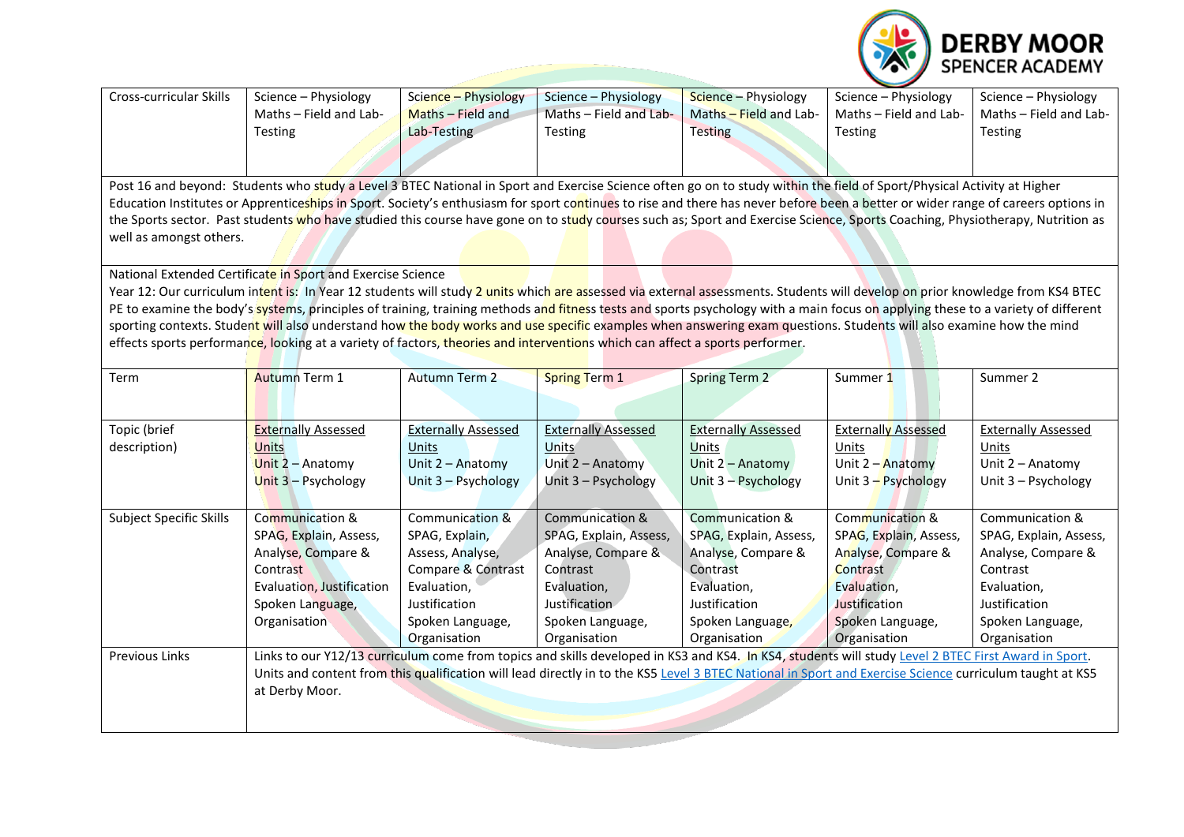| Cross-curricular Skills | Science – Physiology Maths – Field and Lab-Testing | Science – Physiology Maths – Field and Lab-Testing | Science – Physiology Maths – Field and Lab-Testing | Science – Physiology Maths – Field and Lab-Testing | Science – Physiology Maths – Field and Lab-Testing | Science – Physiology Maths – Field and Lab-Testing |
|---|---|---|---|---|---|---|

Post 16 and beyond: Students who study a Level 3 BTEC National in Sport and Exercise Science often go on to study within the field of Sport/Physical Activity at Higher Education Institutes or Apprenticeships in Sport. Society's enthusiasm for sport continues to rise and there has never before been a better or wider range of careers options in the Sports sector. Past students who have studied this course have gone on to study courses such as; Sport and Exercise Science, Sports Coaching, Physiotherapy, Nutrition as well as amongst others.

National Extended Certificate in Sport and Exercise Science

Year 12: Our curriculum intent is: In Year 12 students will study 2 units which are assessed via external assessments. Students will develop on prior knowledge from KS4 BTEC PE to examine the body's systems, principles of training, training methods and fitness tests and sports psychology with a main focus on applying these to a variety of different sporting contexts. Student will also understand how the body works and use specific examples when answering exam questions. Students will also examine how the mind effects sports performance, looking at a variety of factors, theories and interventions which can affect a sports performer.

| Term | Autumn Term 1 | Autumn Term 2 | Spring Term 1 | Spring Term 2 | Summer 1 | Summer 2 |
|---|---|---|---|---|---|---|
| Topic (brief description) | Externally Assessed Units<br>Unit 2 – Anatomy<br>Unit 3 – Psychology | Externally Assessed Units<br>Unit 2 – Anatomy<br>Unit 3 – Psychology | Externally Assessed Units<br>Unit 2 – Anatomy<br>Unit 3 – Psychology | Externally Assessed Units<br>Unit 2 – Anatomy<br>Unit 3 – Psychology | Externally Assessed Units<br>Unit 2 – Anatomy<br>Unit 3 – Psychology | Externally Assessed Units<br>Unit 2 – Anatomy<br>Unit 3 – Psychology |
| Subject Specific Skills | Communication & SPAG, Explain, Assess, Analyse, Compare & Contrast<br>Evaluation, Justification<br>Spoken Language, Organisation | Communication & SPAG, Explain, Assess, Analyse, Compare & Contrast<br>Evaluation, Justification<br>Spoken Language, Organisation | Communication & SPAG, Explain, Assess, Analyse, Compare & Contrast<br>Evaluation, Justification<br>Spoken Language, Organisation | Communication & SPAG, Explain, Assess, Analyse, Compare & Contrast<br>Evaluation, Justification<br>Spoken Language, Organisation | Communication & SPAG, Explain, Assess, Analyse, Compare & Contrast<br>Evaluation, Justification<br>Spoken Language, Organisation | Communication & SPAG, Explain, Assess, Analyse, Compare & Contrast<br>Evaluation, Justification<br>Spoken Language, Organisation |
| Previous Links | Links to our Y12/13 curriculum come from topics and skills developed in KS3 and KS4. In KS4, students will study Level 2 BTEC First Award in Sport. Units and content from this qualification will lead directly in to the KS5 Level 3 BTEC National in Sport and Exercise Science curriculum taught at KS5 at Derby Moor. | | | | | |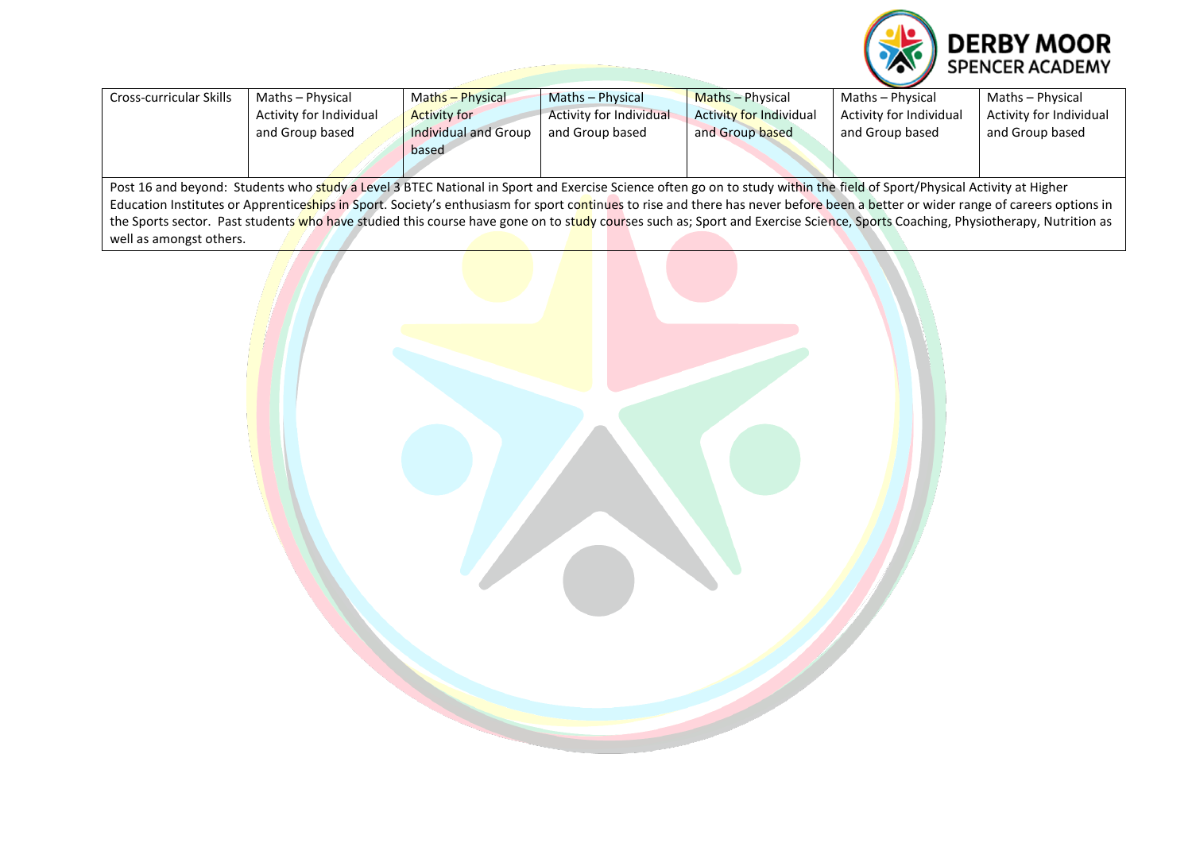| Cross-curricular Skills | Maths – Physical Activity for Individual and Group based | Maths – Physical Activity for Individual and Group based | Maths – Physical Activity for Individual and Group based | Maths – Physical Activity for Individual and Group based | Maths – Physical Activity for Individual and Group based | Maths – Physical Activity for Individual and Group based |
|---|---|---|---|---|---|---|

Post 16 and beyond: Students who study a Level 3 BTEC National in Sport and Exercise Science often go on to study within the field of Sport/Physical Activity at Higher Education Institutes or Apprenticeships in Sport. Society's enthusiasm for sport continues to rise and there has never before been a better or wider range of careers options in the Sports sector. Past students who have studied this course have gone on to study courses such as; Sport and Exercise Science, Sports Coaching, Physiotherapy, Nutrition as well as amongst others.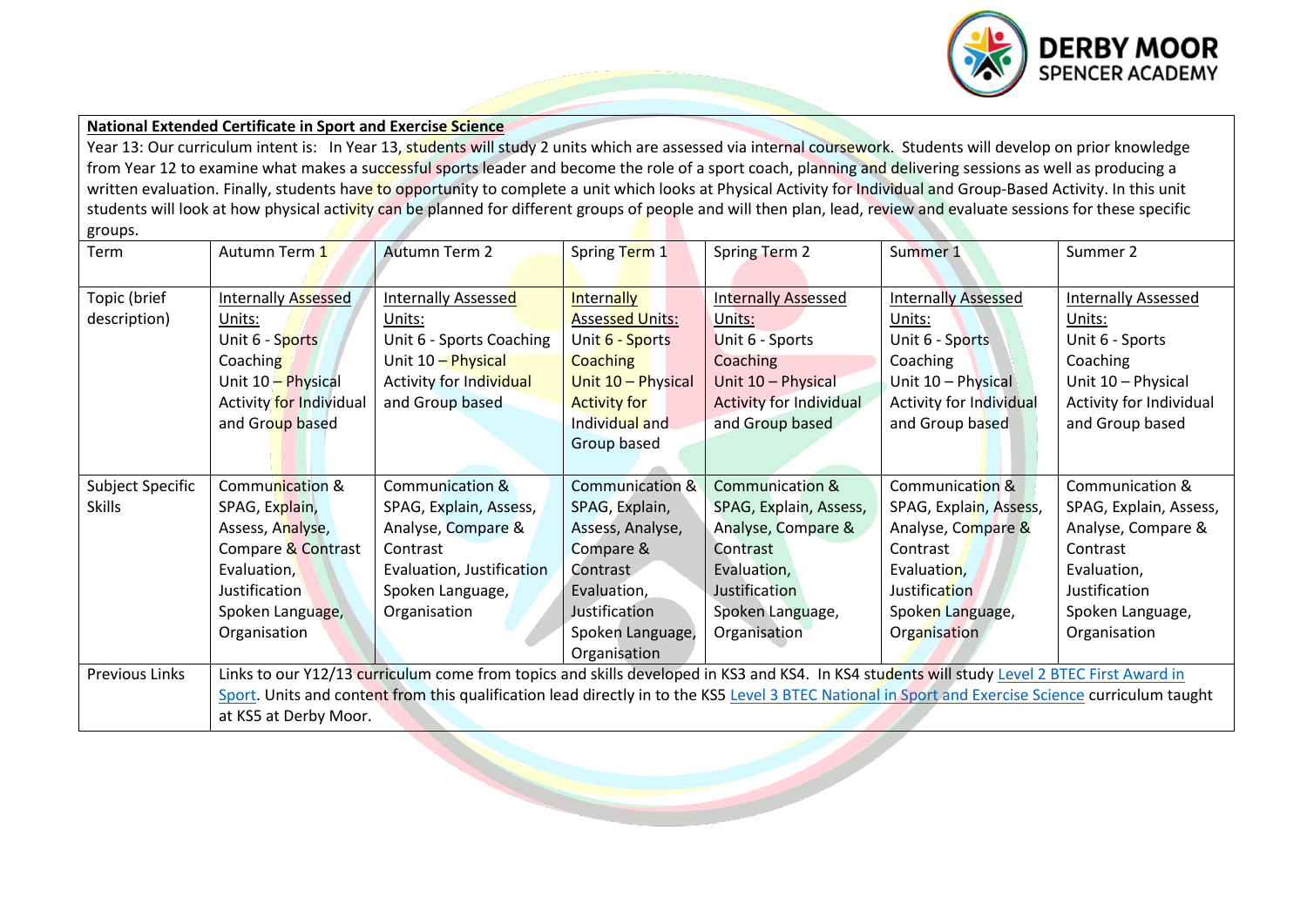**National Extended Certificate in Sport and Exercise Science**

Year 13: Our curriculum intent is: In Year 13, students will study 2 units which are assessed via internal coursework. Students will develop on prior knowledge from Year 12 to examine what makes a successful sports leader and become the role of a sport coach, planning and delivering sessions as well as producing a written evaluation. Finally, students have to opportunity to complete a unit which looks at Physical Activity for Individual and Group-Based Activity. In this unit students will look at how physical activity can be planned for different groups of people and will then plan, lead, review and evaluate sessions for these specific groups.

| Term | Autumn Term 1 | Autumn Term 2 | Spring Term 1 | Spring Term 2 | Summer 1 | Summer 2 |
|---|---|---|---|---|---|---|
| Topic (brief description) | Internally Assessed Units: Unit 6 - Sports Coaching Unit 10 – Physical Activity for Individual and Group based | Internally Assessed Units: Unit 6 - Sports Coaching Unit 10 – Physical Activity for Individual and Group based | Internally Assessed Units: Unit 6 - Sports Coaching Unit 10 – Physical Activity for Individual and Group based | Internally Assessed Units: Unit 6 - Sports Coaching Unit 10 – Physical Activity for Individual and Group based | Internally Assessed Units: Unit 6 - Sports Coaching Unit 10 – Physical Activity for Individual and Group based | Internally Assessed Units: Unit 6 - Sports Coaching Unit 10 – Physical Activity for Individual and Group based |
| Subject Specific Skills | Communication & SPAG, Explain, Assess, Analyse, Compare & Contrast Evaluation, Justification Spoken Language, Organisation | Communication & SPAG, Explain, Assess, Analyse, Compare & Contrast Evaluation, Justification Spoken Language, Organisation | Communication & SPAG, Explain, Assess, Analyse, Compare & Contrast Evaluation, Justification Spoken Language, Organisation | Communication & SPAG, Explain, Assess, Analyse, Compare & Contrast Evaluation, Justification Spoken Language, Organisation | Communication & SPAG, Explain, Assess, Analyse, Compare & Contrast Evaluation, Justification Spoken Language, Organisation | Communication & SPAG, Explain, Assess, Analyse, Compare & Contrast Evaluation, Justification Spoken Language, Organisation |
| Previous Links | Links to our Y12/13 curriculum come from topics and skills developed in KS3 and KS4. In KS4 students will study Level 2 BTEC First Award in Sport. Units and content from this qualification lead directly in to the KS5 Level 3 BTEC National in Sport and Exercise Science curriculum taught at KS5 at Derby Moor. | | | | | |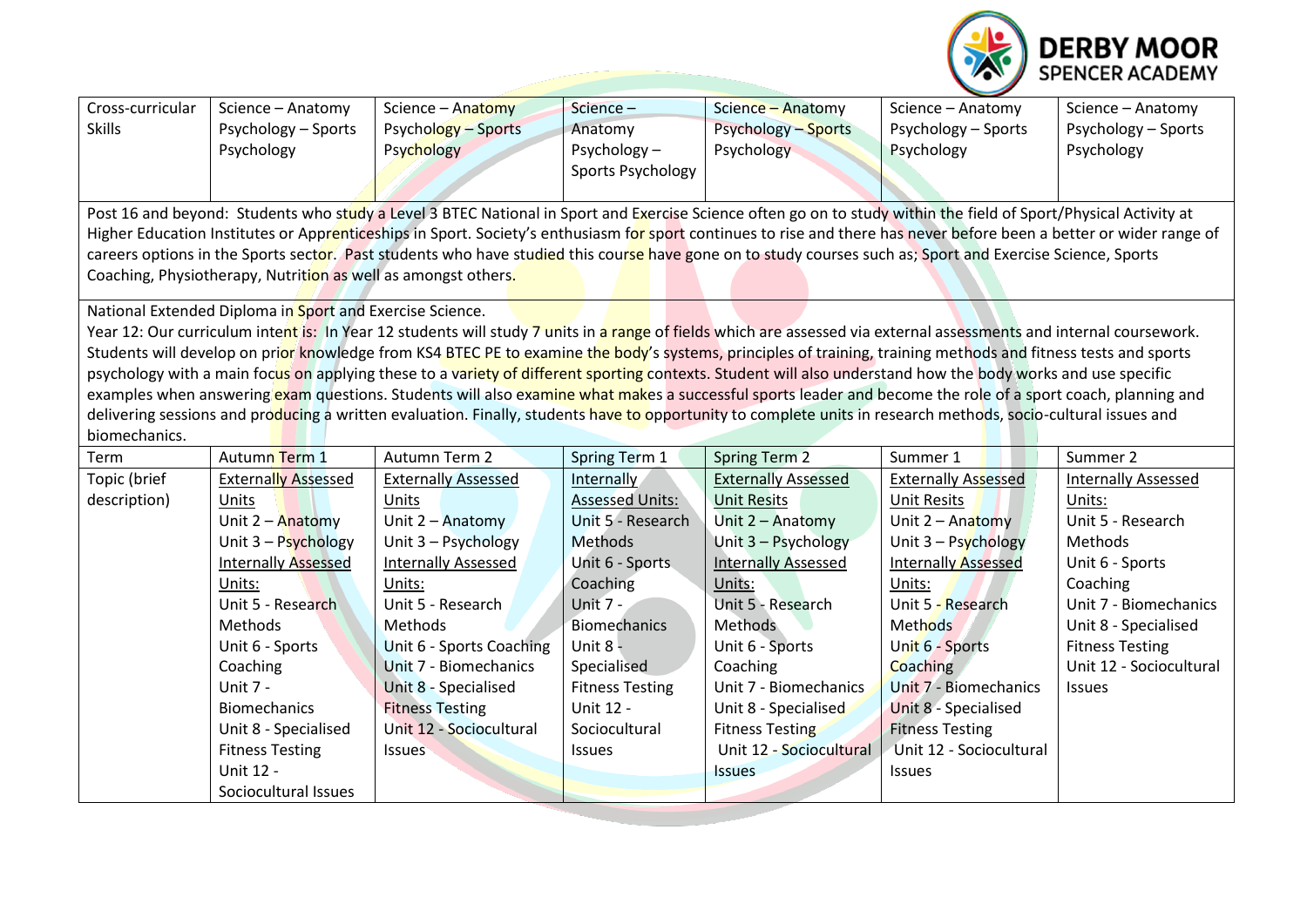| Cross-curricular Skills | Science – Anatomy Psychology – Sports Psychology | Science – Anatomy Psychology – Sports Psychology | Science – Anatomy Psychology – Sports Psychology | Science – Anatomy Psychology – Sports Psychology | Science – Anatomy Psychology – Sports Psychology | Science – Anatomy Psychology – Sports Psychology |
|---|---|---|---|---|---|---|

Post 16 and beyond: Students who study a Level 3 BTEC National in Sport and Exercise Science often go on to study within the field of Sport/Physical Activity at Higher Education Institutes or Apprenticeships in Sport. Society's enthusiasm for sport continues to rise and there has never before been a better or wider range of careers options in the Sports sector. Past students who have studied this course have gone on to study courses such as; Sport and Exercise Science, Sports Coaching, Physiotherapy, Nutrition as well as amongst others.

National Extended Diploma in Sport and Exercise Science.
Year 12: Our curriculum intent is: In Year 12 students will study 7 units in a range of fields which are assessed via external assessments and internal coursework. Students will develop on prior knowledge from KS4 BTEC PE to examine the body's systems, principles of training, training methods and fitness tests and sports psychology with a main focus on applying these to a variety of different sporting contexts. Student will also understand how the body works and use specific examples when answering exam questions. Students will also examine what makes a successful sports leader and become the role of a sport coach, planning and delivering sessions and producing a written evaluation. Finally, students have to opportunity to complete units in research methods, socio-cultural issues and biomechanics.

| Term | Autumn Term 1 | Autumn Term 2 | Spring Term 1 | Spring Term 2 | Summer 1 | Summer 2 |
|---|---|---|---|---|---|---|
| Topic (brief description) | Externally Assessed Units<br>Unit 2 – Anatomy<br>Unit 3 – Psychology<br>Internally Assessed Units:<br>Unit 5 - Research Methods<br>Unit 6 - Sports Coaching<br>Unit 7 - Biomechanics<br>Unit 8 - Specialised Fitness Testing<br>Unit 12 - Sociocultural Issues | Externally Assessed Units<br>Unit 2 – Anatomy<br>Unit 3 – Psychology<br>Internally Assessed Units:<br>Unit 5 - Research Methods<br>Unit 6 - Sports Coaching<br>Unit 7 - Biomechanics<br>Unit 8 - Specialised Fitness Testing<br>Unit 12 - Sociocultural Issues | Internally Assessed Units:<br>Unit 5 - Research Methods<br>Unit 6 - Sports Coaching<br>Unit 7 - Biomechanics<br>Unit 8 - Specialised Fitness Testing<br>Unit 12 - Sociocultural Issues | Externally Assessed Unit Resits<br>Unit 2 – Anatomy<br>Unit 3 – Psychology<br>Internally Assessed Units:<br>Unit 5 - Research Methods<br>Unit 6 - Sports Coaching<br>Unit 7 - Biomechanics<br>Unit 8 - Specialised Fitness Testing<br>Unit 12 - Sociocultural Issues | Externally Assessed Unit Resits<br>Unit 2 – Anatomy<br>Unit 3 – Psychology<br>Internally Assessed Units:<br>Unit 5 - Research Methods<br>Unit 6 - Sports Coaching<br>Unit 7 - Biomechanics<br>Unit 8 - Specialised Fitness Testing<br>Unit 12 - Sociocultural Issues | Internally Assessed Units:<br>Unit 5 - Research Methods<br>Unit 6 - Sports Coaching<br>Unit 7 - Biomechanics<br>Unit 8 - Specialised Fitness Testing<br>Unit 12 - Sociocultural Issues |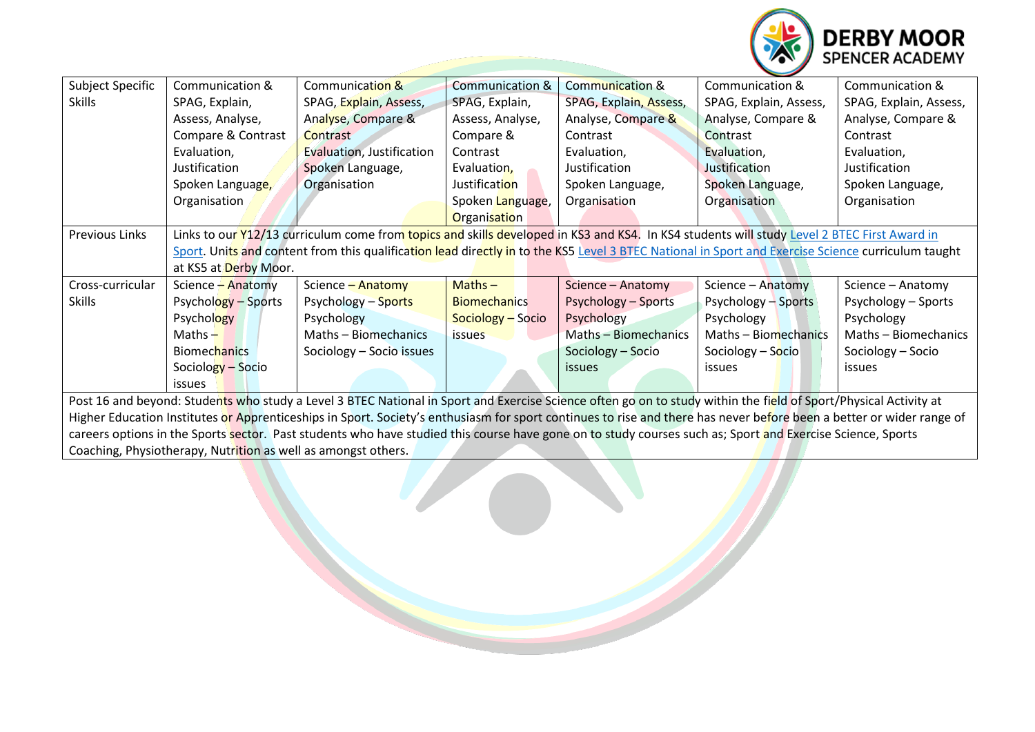| Subject Specific Skills | Communication & SPAG, Explain, Assess, Analyse, Compare & Contrast Evaluation, Justification Spoken Language, Organisation | Communication & SPAG, Explain, Assess, Analyse, Compare & Contrast Evaluation, Justification Spoken Language, Organisation | Communication & SPAG, Explain, Assess, Analyse, Compare & Contrast Evaluation, Justification Spoken Language, Organisation | Communication & SPAG, Explain, Assess, Analyse, Compare & Contrast Evaluation, Justification Spoken Language, Organisation | Communication & SPAG, Explain, Assess, Analyse, Compare & Contrast Evaluation, Justification Spoken Language, Organisation | Communication & SPAG, Explain, Assess, Analyse, Compare & Contrast Evaluation, Justification Spoken Language, Organisation |
|---|---|---|---|---|---|---|
| Previous Links | Links to our Y12/13 curriculum come from topics and skills developed in KS3 and KS4. In KS4 students will study Level 2 BTEC First Award in Sport. Units and content from this qualification lead directly in to the KS5 Level 3 BTEC National in Sport and Exercise Science curriculum taught at KS5 at Derby Moor. | | | | | |
| Cross-curricular Skills | Science – Anatomy Psychology – Sports Psychology Maths – Biomechanics Sociology – Socio issues | Science – Anatomy Psychology – Sports Psychology Maths – Biomechanics Sociology – Socio issues | Maths – Biomechanics Sociology – Socio issues | Science – Anatomy Psychology – Sports Psychology Maths – Biomechanics Sociology – Socio issues | Science – Anatomy Psychology – Sports Psychology Maths – Biomechanics Sociology – Socio issues | Science – Anatomy Psychology – Sports Psychology Maths – Biomechanics Sociology – Socio issues |

Post 16 and beyond: Students who study a Level 3 BTEC National in Sport and Exercise Science often go on to study within the field of Sport/Physical Activity at Higher Education Institutes or Apprenticeships in Sport. Society's enthusiasm for sport continues to rise and there has never before been a better or wider range of careers options in the Sports sector. Past students who have studied this course have gone on to study courses such as; Sport and Exercise Science, Sports Coaching, Physiotherapy, Nutrition as well as amongst others.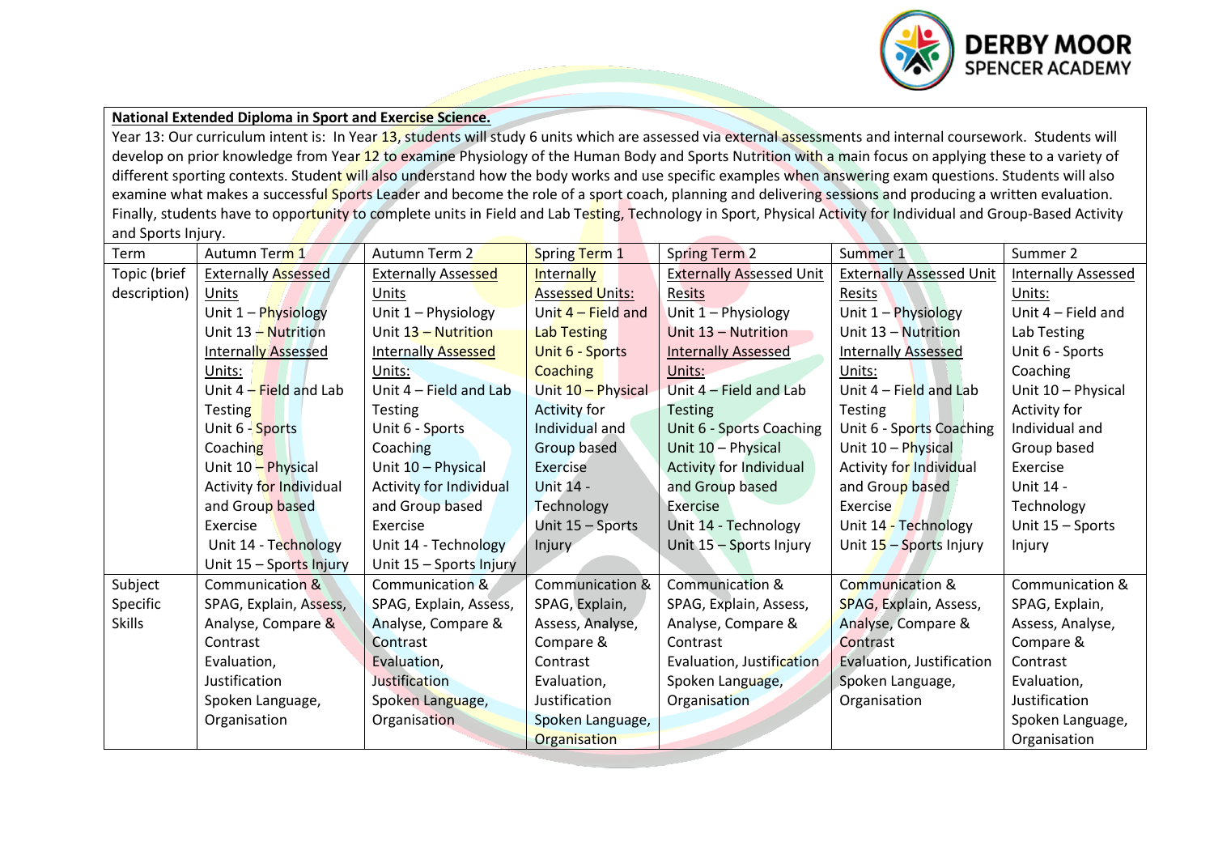| **National Extended Diploma in Sport and Exercise Science.** | | | | | | |
|---|---|---|---|---|---|---|
| Year 13: Our curriculum intent is: In Year 13, students will study 6 units which are assessed via external assessments and internal coursework. Students will develop on prior knowledge from Year 12 to examine Physiology of the Human Body and Sports Nutrition with a main focus on applying these to a variety of different sporting contexts. Student will also understand how the body works and use specific examples when answering exam questions. Students will also examine what makes a successful Sports Leader and become the role of a sport coach, planning and delivering sessions and producing a written evaluation. Finally, students have to opportunity to complete units in Field and Lab Testing, Technology in Sport, Physical Activity for Individual and Group-Based Activity and Sports Injury. | | | | | | |
| Term | Autumn Term 1 | Autumn Term 2 | Spring Term 1 | Spring Term 2 | Summer 1 | Summer 2 |
| Topic (brief description) | <u>Externally Assessed Units</u><br>Unit 1 – Physiology<br>Unit 13 – Nutrition<br><u>Internally Assessed Units:</u><br>Unit 4 – Field and Lab Testing<br>Unit 6 - Sports Coaching<br>Unit 10 – Physical Activity for Individual and Group based Exercise<br>Unit 14 - Technology<br>Unit 15 – Sports Injury | <u>Externally Assessed Units</u><br>Unit 1 – Physiology<br>Unit 13 – Nutrition<br><u>Internally Assessed Units:</u><br>Unit 4 – Field and Lab Testing<br>Unit 6 - Sports Coaching<br>Unit 10 – Physical Activity for Individual and Group based Exercise<br>Unit 14 - Technology<br>Unit 15 – Sports Injury | <u>Internally Assessed Units:</u><br>Unit 4 – Field and Lab Testing<br>Unit 6 - Sports Coaching<br>Unit 10 – Physical Activity for Individual and Group based Exercise<br>Unit 14 - Technology<br>Unit 15 – Sports Injury | <u>Externally Assessed Unit Resits</u><br>Unit 1 – Physiology<br>Unit 13 – Nutrition<br><u>Internally Assessed Units:</u><br>Unit 4 – Field and Lab Testing<br>Unit 6 - Sports Coaching<br>Unit 10 – Physical Activity for Individual and Group based Exercise<br>Unit 14 - Technology<br>Unit 15 – Sports Injury | <u>Externally Assessed Unit Resits</u><br>Unit 1 – Physiology<br>Unit 13 – Nutrition<br><u>Internally Assessed Units:</u><br>Unit 4 – Field and Lab Testing<br>Unit 6 - Sports Coaching<br>Unit 10 – Physical Activity for Individual and Group based Exercise<br>Unit 14 - Technology<br>Unit 15 – Sports Injury | <u>Internally Assessed Units:</u><br>Unit 4 – Field and Lab Testing<br>Unit 6 - Sports Coaching<br>Unit 10 – Physical Activity for Individual and Group based Exercise<br>Unit 14 - Technology<br>Unit 15 – Sports Injury |
| Subject Specific Skills | Communication & SPAG, Explain, Assess, Analyse, Compare & Contrast<br>Evaluation, Justification<br>Spoken Language, Organisation | Communication & SPAG, Explain, Assess, Analyse, Compare & Contrast<br>Evaluation, Justification<br>Spoken Language, Organisation | Communication & SPAG, Explain, Assess, Analyse, Compare & Contrast<br>Evaluation, Justification<br>Spoken Language, Organisation | Communication & SPAG, Explain, Assess, Analyse, Compare & Contrast<br>Evaluation, Justification<br>Spoken Language, Organisation | Communication & SPAG, Explain, Assess, Analyse, Compare & Contrast<br>Evaluation, Justification<br>Spoken Language, Organisation | Communication & SPAG, Explain, Assess, Analyse, Compare & Contrast<br>Evaluation, Justification<br>Spoken Language, Organisation |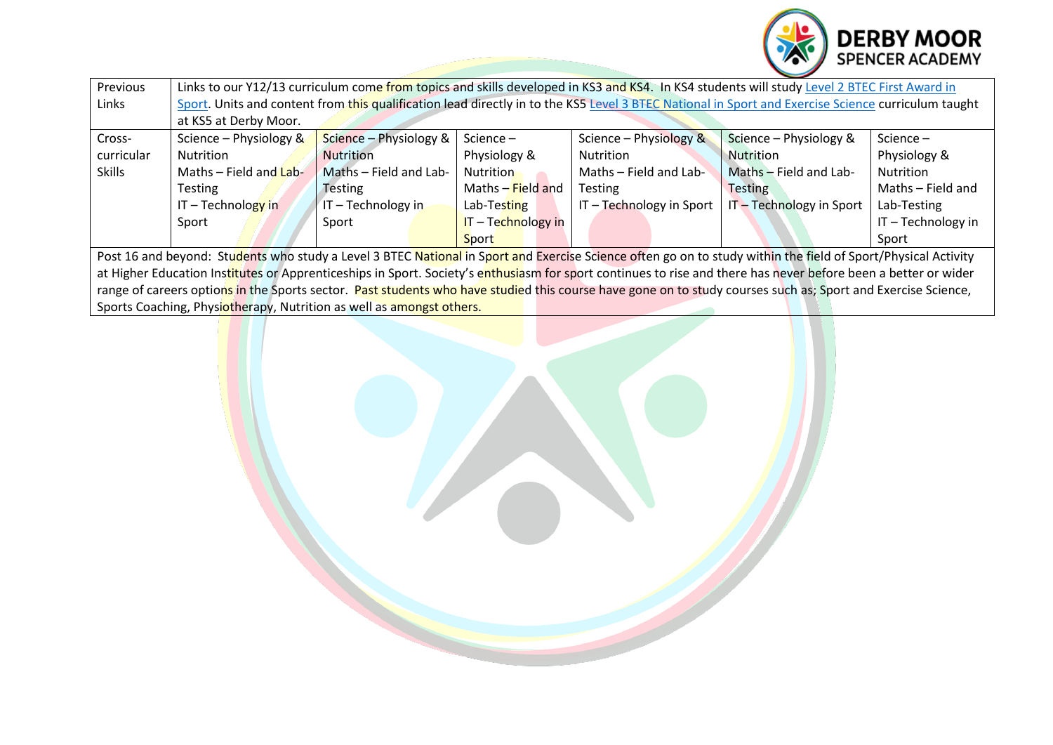| | | | | | | |
|---|---|---|---|---|---|---|
| Previous Links | Links to our Y12/13 curriculum come from topics and skills developed in KS3 and KS4. In KS4 students will study Level 2 BTEC First Award in Sport. Units and content from this qualification lead directly in to the KS5 Level 3 BTEC National in Sport and Exercise Science curriculum taught at KS5 at Derby Moor. | | | | | |
| Cross-curricular Skills | Science – Physiology & Nutrition<br>Maths – Field and Lab-Testing<br>IT – Technology in Sport | Science – Physiology & Nutrition<br>Maths – Field and Lab-Testing<br>IT – Technology in Sport | Science – Physiology & Nutrition<br>Maths – Field and Lab-Testing<br>IT – Technology in Sport | Science – Physiology & Nutrition<br>Maths – Field and Lab-Testing<br>IT – Technology in Sport | Science – Physiology & Nutrition<br>Maths – Field and Lab-Testing<br>IT – Technology in Sport | Science – Physiology & Nutrition<br>Maths – Field and Lab-Testing<br>IT – Technology in Sport |
| Post 16 and beyond: Students who study a Level 3 BTEC National in Sport and Exercise Science often go on to study within the field of Sport/Physical Activity at Higher Education Institutes or Apprenticeships in Sport. Society's enthusiasm for sport continues to rise and there has never before been a better or wider range of careers options in the Sports sector. Past students who have studied this course have gone on to study courses such as; Sport and Exercise Science, Sports Coaching, Physiotherapy, Nutrition as well as amongst others. | | | | | | |